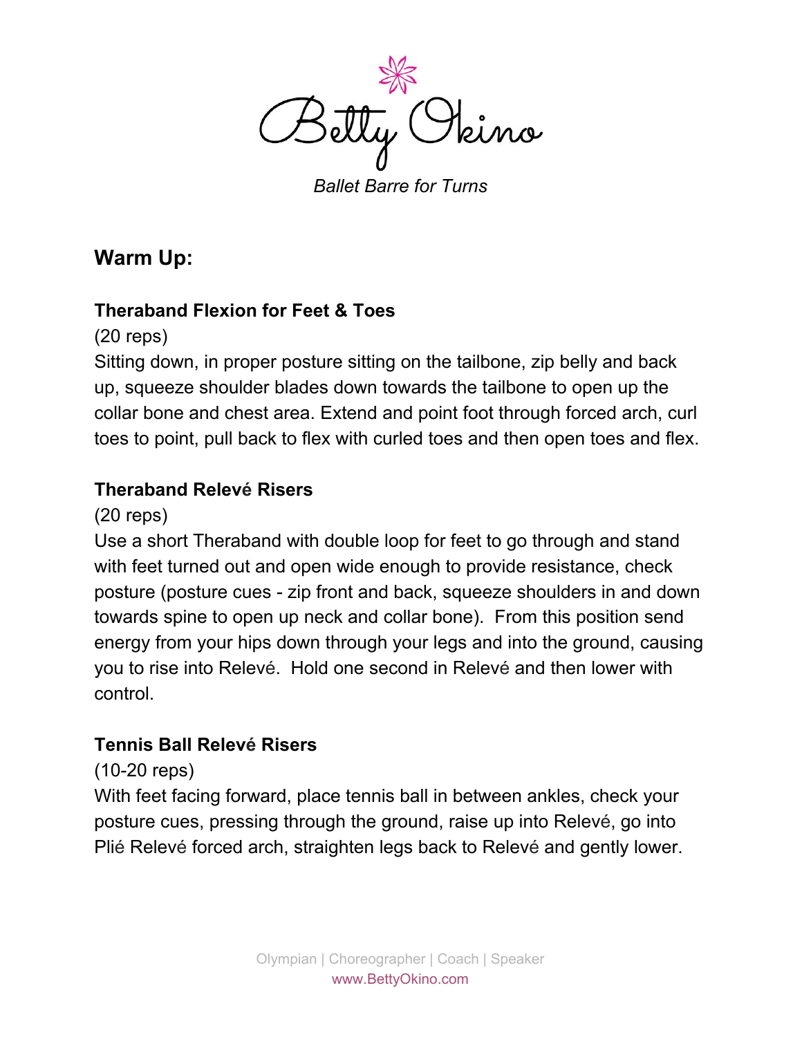# Betty Okino

*Ballet Barre for Turns*

## Warm Up:

**Theraband Flexion for Feet & Toes**

(20 reps)

Sitting down, in proper posture sitting on the tailbone, zip belly and back up, squeeze shoulder blades down towards the tailbone to open up the collar bone and chest area. Extend and point foot through forced arch, curl toes to point, pull back to flex with curled toes and then open toes and flex.

**Theraband Relevé Risers**

(20 reps)

Use a short Theraband with double loop for feet to go through and stand with feet turned out and open wide enough to provide resistance, check posture (posture cues - zip front and back, squeeze shoulders in and down towards spine to open up neck and collar bone). From this position send energy from your hips down through your legs and into the ground, causing you to rise into Relevé. Hold one second in Relevé and then lower with control.

**Tennis Ball Relevé Risers**

(10-20 reps)

With feet facing forward, place tennis ball in between ankles, check your posture cues, pressing through the ground, raise up into Relevé, go into Plié Relevé forced arch, straighten legs back to Relevé and gently lower.

Olympian | Choreographer | Coach | Speaker
www.BettyOkino.com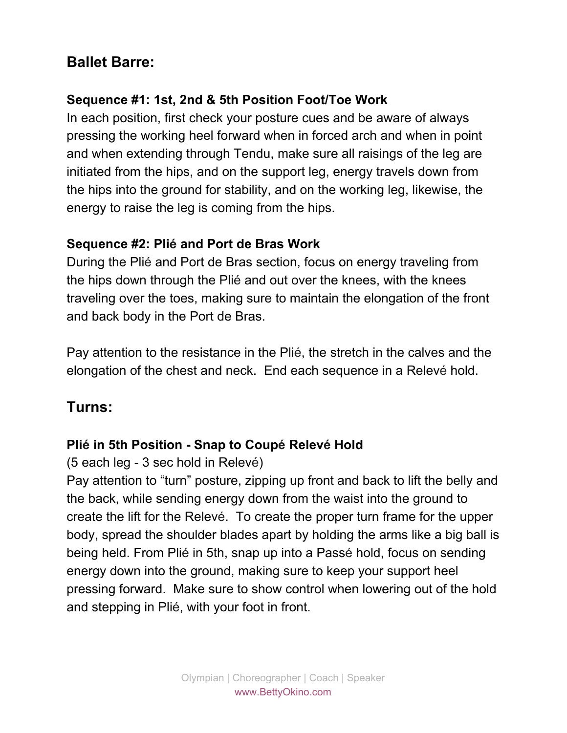## Ballet Barre:

### Sequence #1: 1st, 2nd & 5th Position Foot/Toe Work

In each position, first check your posture cues and be aware of always pressing the working heel forward when in forced arch and when in point and when extending through Tendu, make sure all raisings of the leg are initiated from the hips, and on the support leg, energy travels down from the hips into the ground for stability, and on the working leg, likewise, the energy to raise the leg is coming from the hips.

### Sequence #2: Plié and Port de Bras Work

During the Plié and Port de Bras section, focus on energy traveling from the hips down through the Plié and out over the knees, with the knees traveling over the toes, making sure to maintain the elongation of the front and back body in the Port de Bras.

Pay attention to the resistance in the Plié, the stretch in the calves and the elongation of the chest and neck. End each sequence in a Relevé hold.

## Turns:

### Plié in 5th Position - Snap to Coupé Relevé Hold

(5 each leg - 3 sec hold in Relevé)

Pay attention to "turn" posture, zipping up front and back to lift the belly and the back, while sending energy down from the waist into the ground to create the lift for the Relevé. To create the proper turn frame for the upper body, spread the shoulder blades apart by holding the arms like a big ball is being held. From Plié in 5th, snap up into a Passé hold, focus on sending energy down into the ground, making sure to keep your support heel pressing forward. Make sure to show control when lowering out of the hold and stepping in Plié, with your foot in front.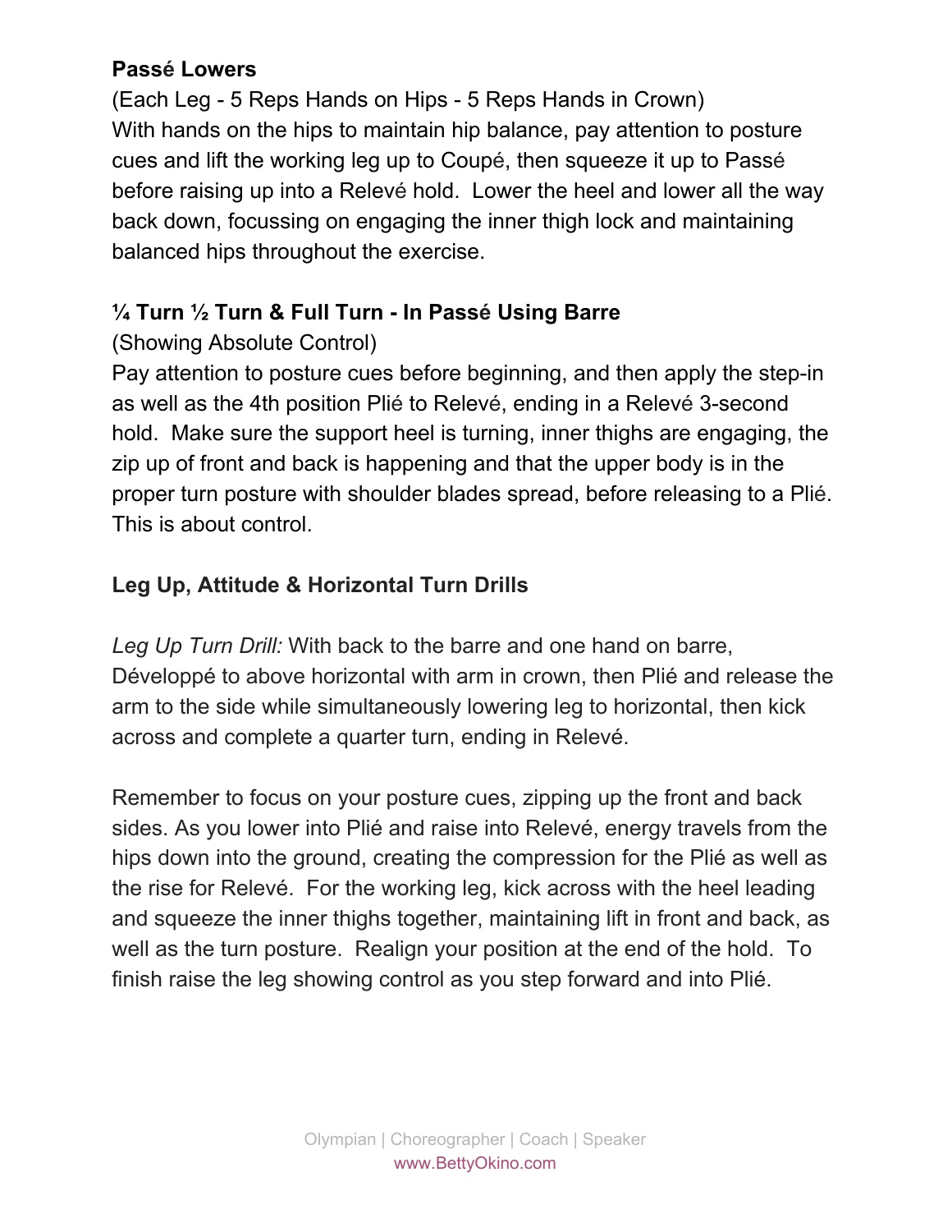**Passé Lowers**

(Each Leg - 5 Reps Hands on Hips - 5 Reps Hands in Crown)

With hands on the hips to maintain hip balance, pay attention to posture cues and lift the working leg up to Coupé, then squeeze it up to Passé before raising up into a Relevé hold. Lower the heel and lower all the way back down, focussing on engaging the inner thigh lock and maintaining balanced hips throughout the exercise.

**¼ Turn ½ Turn & Full Turn - In Passé Using Barre**

(Showing Absolute Control)

Pay attention to posture cues before beginning, and then apply the step-in as well as the 4th position Plié to Relevé, ending in a Relevé 3-second hold. Make sure the support heel is turning, inner thighs are engaging, the zip up of front and back is happening and that the upper body is in the proper turn posture with shoulder blades spread, before releasing to a Plié. This is about control.

**Leg Up, Attitude & Horizontal Turn Drills**

*Leg Up Turn Drill:* With back to the barre and one hand on barre, Développé to above horizontal with arm in crown, then Plié and release the arm to the side while simultaneously lowering leg to horizontal, then kick across and complete a quarter turn, ending in Relevé.

Remember to focus on your posture cues, zipping up the front and back sides. As you lower into Plié and raise into Relevé, energy travels from the hips down into the ground, creating the compression for the Plié as well as the rise for Relevé. For the working leg, kick across with the heel leading and squeeze the inner thighs together, maintaining lift in front and back, as well as the turn posture. Realign your position at the end of the hold. To finish raise the leg showing control as you step forward and into Plié.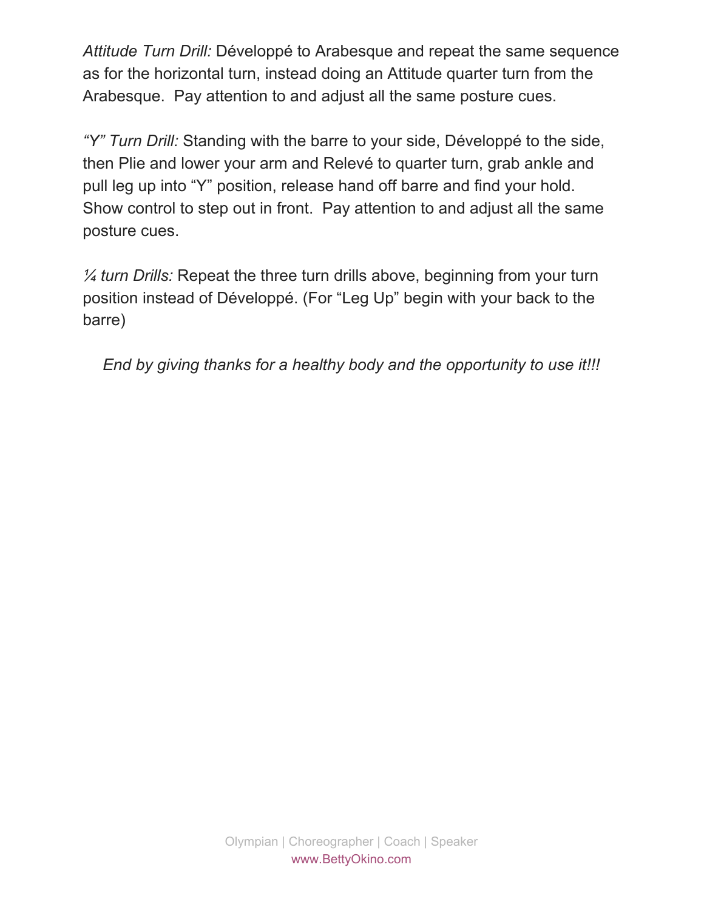*Attitude Turn Drill:* Développé to Arabesque and repeat the same sequence as for the horizontal turn, instead doing an Attitude quarter turn from the Arabesque. Pay attention to and adjust all the same posture cues.

*"Y" Turn Drill:* Standing with the barre to your side, Développé to the side, then Plie and lower your arm and Relevé to quarter turn, grab ankle and pull leg up into "Y" position, release hand off barre and find your hold. Show control to step out in front. Pay attention to and adjust all the same posture cues.

*¼ turn Drills:* Repeat the three turn drills above, beginning from your turn position instead of Développé. (For "Leg Up" begin with your back to the barre)

*End by giving thanks for a healthy body and the opportunity to use it!!!*

Olympian | Choreographer | Coach | Speaker
www.BettyOkino.com